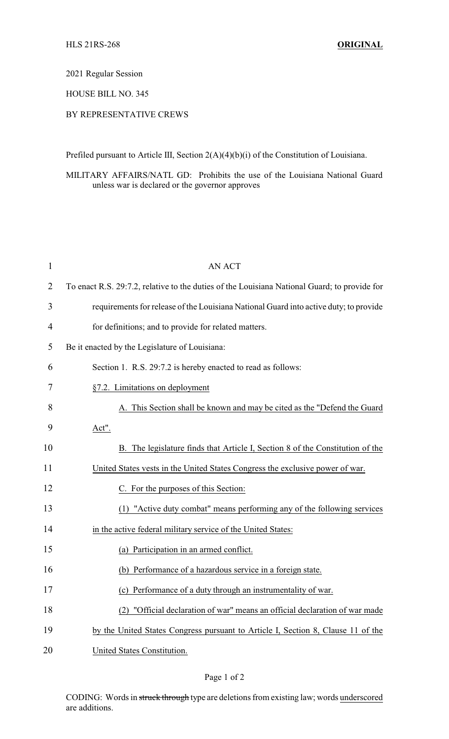HLS 21RS-268 **ORIGINAL**

2021 Regular Session

HOUSE BILL NO. 345

BY REPRESENTATIVE CREWS

Prefiled pursuant to Article III, Section 2(A)(4)(b)(i) of the Constitution of Louisiana.

MILITARY AFFAIRS/NATL GD: Prohibits the use of the Louisiana National Guard unless war is declared or the governor approves

AN ACT

To enact R.S. 29:7.2, relative to the duties of the Louisiana National Guard; to provide for requirements for release of the Louisiana National Guard into active duty; to provide for definitions; and to provide for related matters.

Be it enacted by the Legislature of Louisiana:

Section 1. R.S. 29:7.2 is hereby enacted to read as follows:

§7.2. Limitations on deployment

A. This Section shall be known and may be cited as the "Defend the Guard Act".

B. The legislature finds that Article I, Section 8 of the Constitution of the United States vests in the United States Congress the exclusive power of war.

C. For the purposes of this Section:

(1) "Active duty combat" means performing any of the following services in the active federal military service of the United States:

(a) Participation in an armed conflict.

(b) Performance of a hazardous service in a foreign state.

(c) Performance of a duty through an instrumentality of war.

(2) "Official declaration of war" means an official declaration of war made by the United States Congress pursuant to Article I, Section 8, Clause 11 of the United States Constitution.

CODING: Words in ~~struck through~~ type are deletions from existing law; words underscored are additions.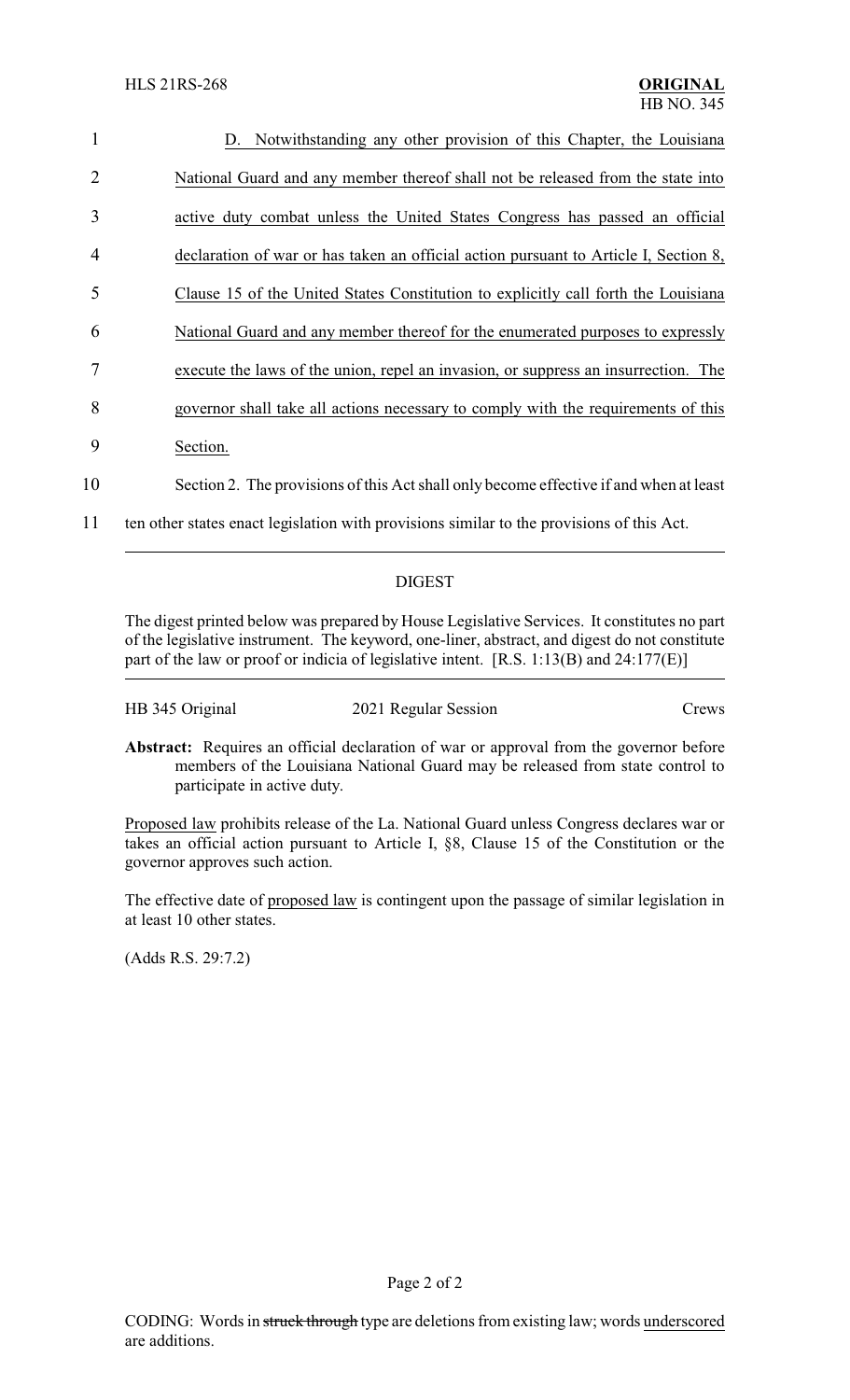D. Notwithstanding any other provision of this Chapter, the Louisiana National Guard and any member thereof shall not be released from the state into active duty combat unless the United States Congress has passed an official declaration of war or has taken an official action pursuant to Article I, Section 8, Clause 15 of the United States Constitution to explicitly call forth the Louisiana National Guard and any member thereof for the enumerated purposes to expressly execute the laws of the union, repel an invasion, or suppress an insurrection. The governor shall take all actions necessary to comply with the requirements of this Section.

Section 2. The provisions of this Act shall only become effective if and when at least ten other states enact legislation with provisions similar to the provisions of this Act.

## DIGEST

The digest printed below was prepared by House Legislative Services. It constitutes no part of the legislative instrument. The keyword, one-liner, abstract, and digest do not constitute part of the law or proof or indicia of legislative intent. [R.S. 1:13(B) and 24:177(E)]

HB 345 Original — 2021 Regular Session — Crews

**Abstract:** Requires an official declaration of war or approval from the governor before members of the Louisiana National Guard may be released from state control to participate in active duty.

Proposed law prohibits release of the La. National Guard unless Congress declares war or takes an official action pursuant to Article I, §8, Clause 15 of the Constitution or the governor approves such action.

The effective date of proposed law is contingent upon the passage of similar legislation in at least 10 other states.

(Adds R.S. 29:7.2)

CODING: Words in ~~struck through~~ type are deletions from existing law; words underscored are additions.